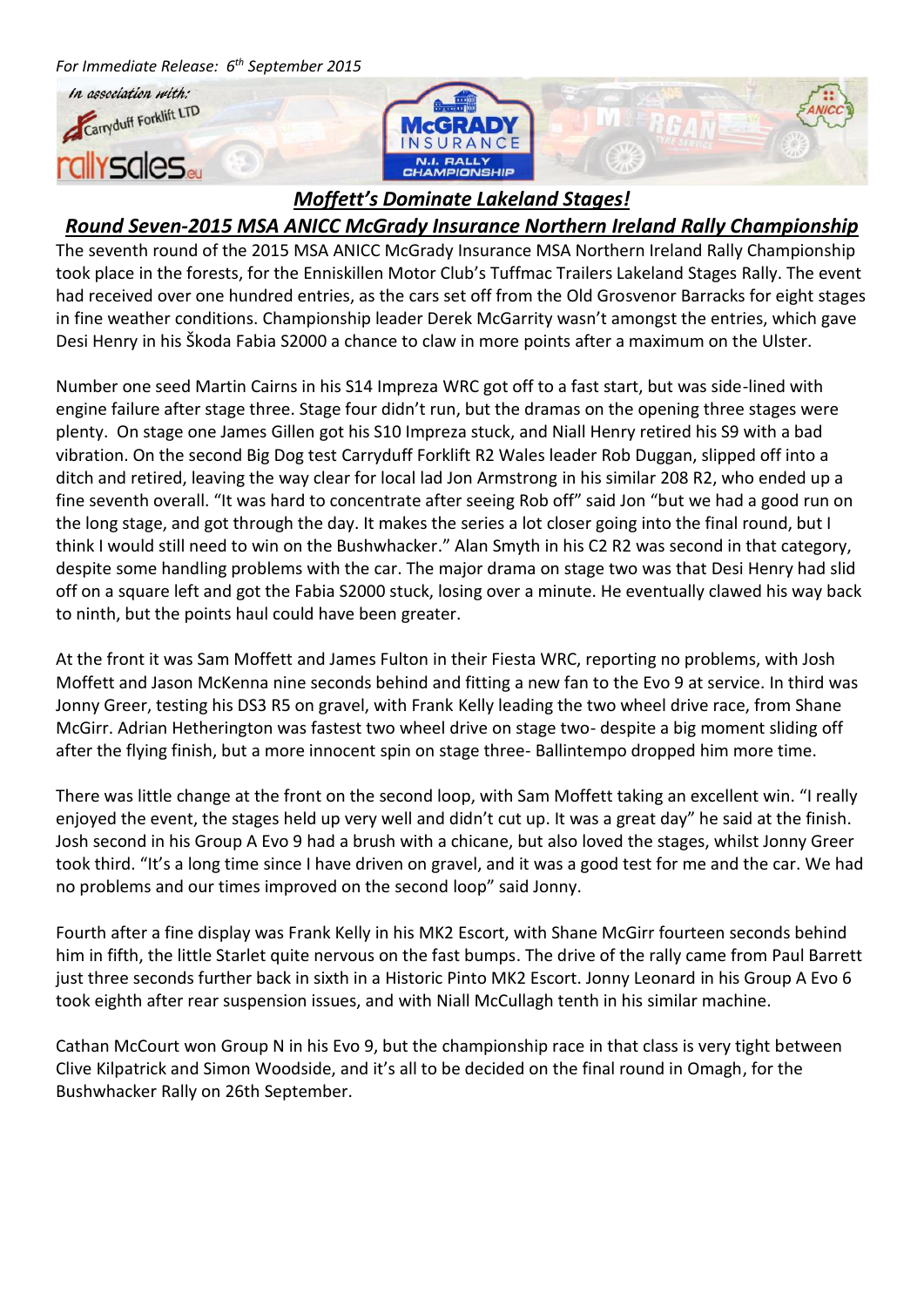*For Immediate Release: 6th September 2015*

*In association with:*

Carryduff Forklift LTD

rallysales.eu

McGRADY INSURANCE N.I. RALLY CHAMPIONSHIP

ANICC

## ***Moffett's Dominate Lakeland Stages!***

## ***Round Seven-2015 MSA ANICC McGrady Insurance Northern Ireland Rally Championship***

The seventh round of the 2015 MSA ANICC McGrady Insurance MSA Northern Ireland Rally Championship took place in the forests, for the Enniskillen Motor Club's Tuffmac Trailers Lakeland Stages Rally. The event had received over one hundred entries, as the cars set off from the Old Grosvenor Barracks for eight stages in fine weather conditions. Championship leader Derek McGarrity wasn't amongst the entries, which gave Desi Henry in his Škoda Fabia S2000 a chance to claw in more points after a maximum on the Ulster.

Number one seed Martin Cairns in his S14 Impreza WRC got off to a fast start, but was side-lined with engine failure after stage three. Stage four didn't run, but the dramas on the opening three stages were plenty. On stage one James Gillen got his S10 Impreza stuck, and Niall Henry retired his S9 with a bad vibration. On the second Big Dog test Carryduff Forklift R2 Wales leader Rob Duggan, slipped off into a ditch and retired, leaving the way clear for local lad Jon Armstrong in his similar 208 R2, who ended up a fine seventh overall. "It was hard to concentrate after seeing Rob off" said Jon "but we had a good run on the long stage, and got through the day. It makes the series a lot closer going into the final round, but I think I would still need to win on the Bushwhacker." Alan Smyth in his C2 R2 was second in that category, despite some handling problems with the car. The major drama on stage two was that Desi Henry had slid off on a square left and got the Fabia S2000 stuck, losing over a minute. He eventually clawed his way back to ninth, but the points haul could have been greater.

At the front it was Sam Moffett and James Fulton in their Fiesta WRC, reporting no problems, with Josh Moffett and Jason McKenna nine seconds behind and fitting a new fan to the Evo 9 at service. In third was Jonny Greer, testing his DS3 R5 on gravel, with Frank Kelly leading the two wheel drive race, from Shane McGirr. Adrian Hetherington was fastest two wheel drive on stage two- despite a big moment sliding off after the flying finish, but a more innocent spin on stage three- Ballintempo dropped him more time.

There was little change at the front on the second loop, with Sam Moffett taking an excellent win. "I really enjoyed the event, the stages held up very well and didn't cut up. It was a great day" he said at the finish. Josh second in his Group A Evo 9 had a brush with a chicane, but also loved the stages, whilst Jonny Greer took third. "It's a long time since I have driven on gravel, and it was a good test for me and the car. We had no problems and our times improved on the second loop" said Jonny.

Fourth after a fine display was Frank Kelly in his MK2 Escort, with Shane McGirr fourteen seconds behind him in fifth, the little Starlet quite nervous on the fast bumps. The drive of the rally came from Paul Barrett just three seconds further back in sixth in a Historic Pinto MK2 Escort. Jonny Leonard in his Group A Evo 6 took eighth after rear suspension issues, and with Niall McCullagh tenth in his similar machine.

Cathan McCourt won Group N in his Evo 9, but the championship race in that class is very tight between Clive Kilpatrick and Simon Woodside, and it's all to be decided on the final round in Omagh, for the Bushwhacker Rally on 26th September.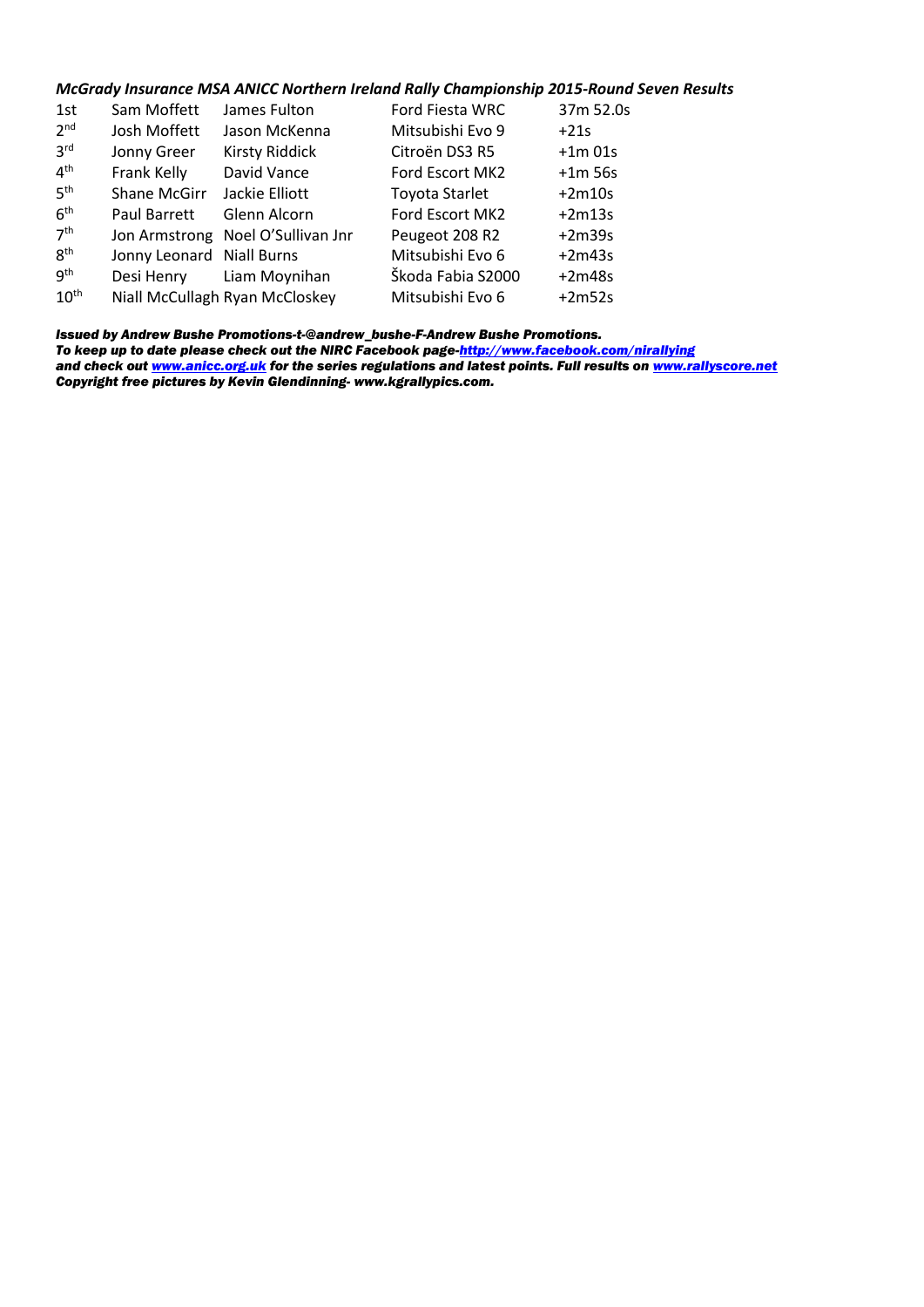***McGrady Insurance MSA ANICC Northern Ireland Rally Championship 2015-Round Seven Results***

| | | | | |
|---|---|---|---|---|
| 1st | Sam Moffett | James Fulton | Ford Fiesta WRC | 37m 52.0s |
| 2nd | Josh Moffett | Jason McKenna | Mitsubishi Evo 9 | +21s |
| 3rd | Jonny Greer | Kirsty Riddick | Citroën DS3 R5 | +1m 01s |
| 4th | Frank Kelly | David Vance | Ford Escort MK2 | +1m 56s |
| 5th | Shane McGirr | Jackie Elliott | Toyota Starlet | +2m10s |
| 6th | Paul Barrett | Glenn Alcorn | Ford Escort MK2 | +2m13s |
| 7th | Jon Armstrong | Noel O'Sullivan Jnr | Peugeot 208 R2 | +2m39s |
| 8th | Jonny Leonard | Niall Burns | Mitsubishi Evo 6 | +2m43s |
| 9th | Desi Henry | Liam Moynihan | Škoda Fabia S2000 | +2m48s |
| 10th | Niall McCullagh | Ryan McCloskey | Mitsubishi Evo 6 | +2m52s |

***Issued by Andrew Bushe Promotions-t-@andrew_bushe-F-Andrew Bushe Promotions.***
***To keep up to date please check out the NIRC Facebook page-http://www.facebook.com/nirallying***
***and check out www.anicc.org.uk for the series regulations and latest points. Full results on www.rallyscore.net***
***Copyright free pictures by Kevin Glendinning- www.kgrallypics.com.***